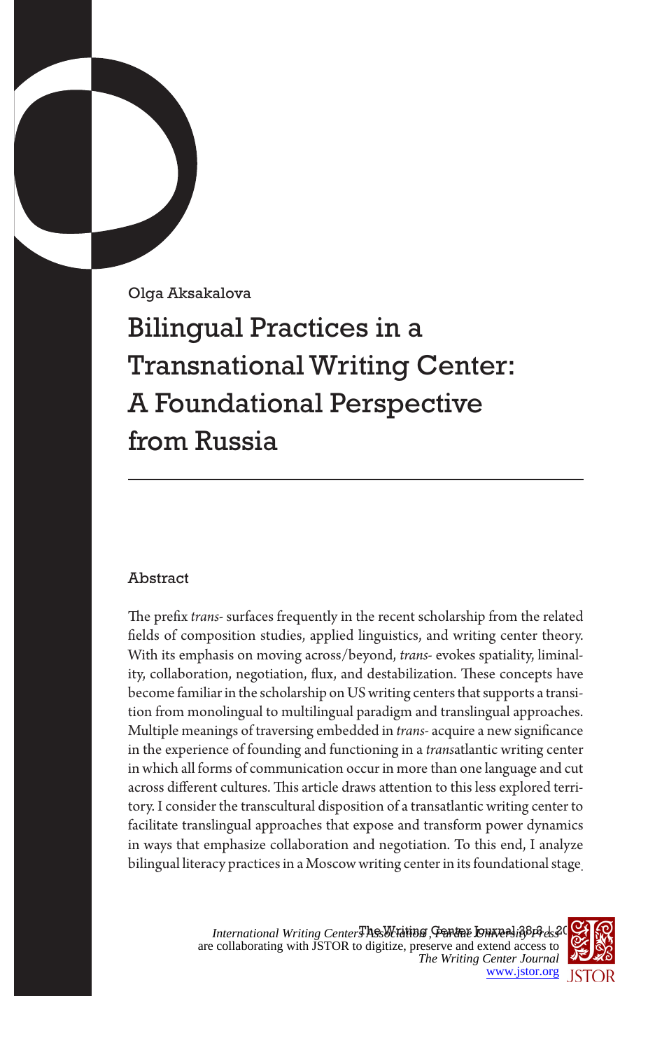Olga Aksakalova

# Bilingual Practices in a Transnational Writing Center: A Foundational Perspective from Russia

## Abstract

The prefix *trans-* surfaces frequently in the recent scholarship from the related fields of composition studies, applied linguistics, and writing center theory. With its emphasis on moving across/beyond, *trans-* evokes spatiality, liminality, collaboration, negotiation, flux, and destabilization. These concepts have become familiar in the scholarship on US writing centers that supports a transition from monolingual to multilingual paradigm and translingual approaches. Multiple meanings of traversing embedded in *trans-* acquire a new significance in the experience of founding and functioning in a *trans*atlantic writing center in which all forms of communication occur in more than one language and cut across different cultures. This article draws attention to this less explored territory. I consider the transcultural disposition of a transatlantic writing center to facilitate translingual approaches that expose and transform power dynamics in ways that emphasize collaboration and negotiation. To this end, I analyze bilingual literacy practices in a Moscow writing center in its foundational stage.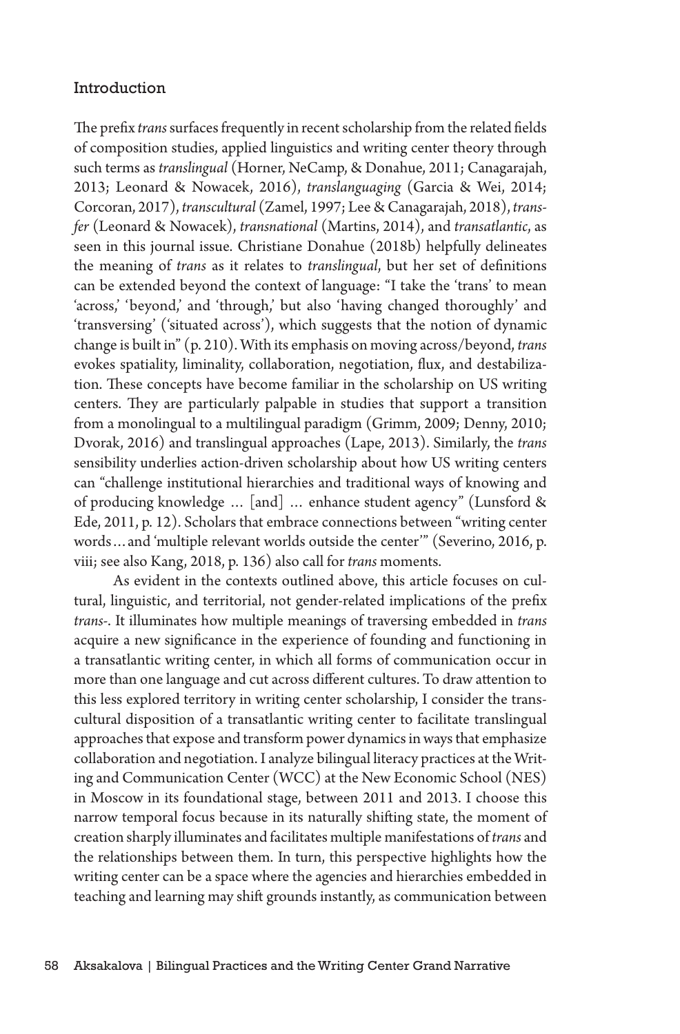## Introduction

The prefix *trans* surfaces frequently in recent scholarship from the related fields of composition studies, applied linguistics and writing center theory through such terms as *translingual* (Horner, NeCamp, & Donahue, 2011; Canagarajah, 2013; Leonard & Nowacek, 2016), *translanguaging* (Garcia & Wei, 2014; Corcoran, 2017), *transcultural* (Zamel, 1997; Lee & Canagarajah, 2018), *transfer* (Leonard & Nowacek), *transnational* (Martins, 2014), and *transatlantic*, as seen in this journal issue. Christiane Donahue (2018b) helpfully delineates the meaning of *trans* as it relates to *translingual*, but her set of definitions can be extended beyond the context of language: "I take the 'trans' to mean 'across,' 'beyond,' and 'through,' but also 'having changed thoroughly' and 'transversing' ('situated across'), which suggests that the notion of dynamic change is built in" (p. 210). With its emphasis on moving across/beyond, *trans* evokes spatiality, liminality, collaboration, negotiation, flux, and destabilization. These concepts have become familiar in the scholarship on US writing centers. They are particularly palpable in studies that support a transition from a monolingual to a multilingual paradigm (Grimm, 2009; Denny, 2010; Dvorak, 2016) and translingual approaches (Lape, 2013). Similarly, the *trans* sensibility underlies action-driven scholarship about how US writing centers can "challenge institutional hierarchies and traditional ways of knowing and of producing knowledge … [and] … enhance student agency" (Lunsford & Ede, 2011, p. 12). Scholars that embrace connections between "writing center words…and 'multiple relevant worlds outside the center'" (Severino, 2016, p. viii; see also Kang, 2018, p. 136) also call for *trans* moments.

As evident in the contexts outlined above, this article focuses on cultural, linguistic, and territorial, not gender-related implications of the prefix *trans-*. It illuminates how multiple meanings of traversing embedded in *trans* acquire a new significance in the experience of founding and functioning in a transatlantic writing center, in which all forms of communication occur in more than one language and cut across different cultures. To draw attention to this less explored territory in writing center scholarship, I consider the transcultural disposition of a transatlantic writing center to facilitate translingual approaches that expose and transform power dynamics in ways that emphasize collaboration and negotiation. I analyze bilingual literacy practices at the Writing and Communication Center (WCC) at the New Economic School (NES) in Moscow in its foundational stage, between 2011 and 2013. I choose this narrow temporal focus because in its naturally shifting state, the moment of creation sharply illuminates and facilitates multiple manifestations of *trans* and the relationships between them. In turn, this perspective highlights how the writing center can be a space where the agencies and hierarchies embedded in teaching and learning may shift grounds instantly, as communication between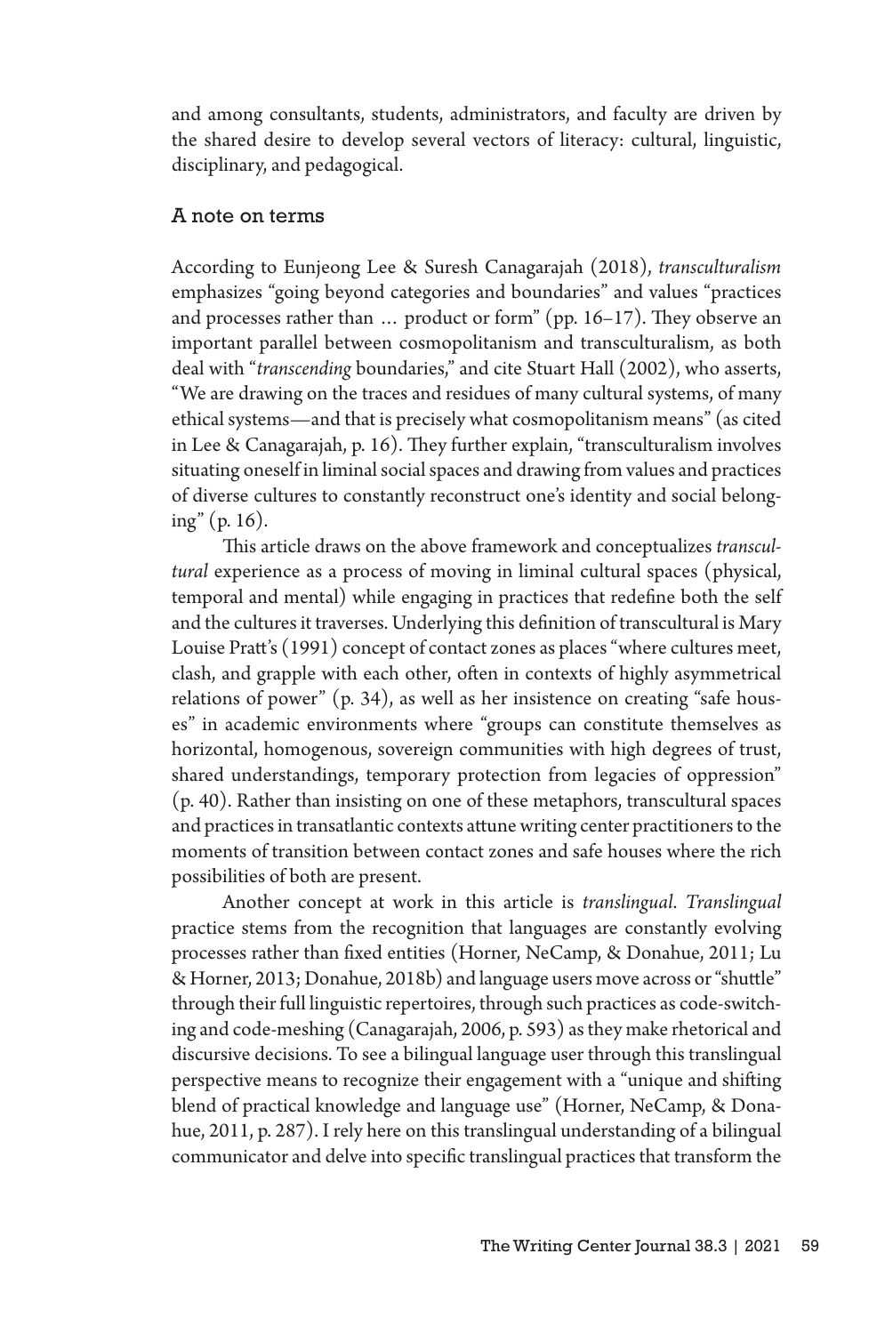and among consultants, students, administrators, and faculty are driven by the shared desire to develop several vectors of literacy: cultural, linguistic, disciplinary, and pedagogical.

## A note on terms

According to Eunjeong Lee & Suresh Canagarajah (2018), *transculturalism* emphasizes "going beyond categories and boundaries" and values "practices and processes rather than … product or form" (pp. 16–17). They observe an important parallel between cosmopolitanism and transculturalism, as both deal with "*transcending* boundaries," and cite Stuart Hall (2002), who asserts, "We are drawing on the traces and residues of many cultural systems, of many ethical systems—and that is precisely what cosmopolitanism means" (as cited in Lee & Canagarajah, p. 16). They further explain, "transculturalism involves situating oneself in liminal social spaces and drawing from values and practices of diverse cultures to constantly reconstruct one's identity and social belonging" (p. 16).

This article draws on the above framework and conceptualizes *transcultural* experience as a process of moving in liminal cultural spaces (physical, temporal and mental) while engaging in practices that redefine both the self and the cultures it traverses. Underlying this definition of transcultural is Mary Louise Pratt's (1991) concept of contact zones as places "where cultures meet, clash, and grapple with each other, often in contexts of highly asymmetrical relations of power" (p. 34), as well as her insistence on creating "safe houses" in academic environments where "groups can constitute themselves as horizontal, homogenous, sovereign communities with high degrees of trust, shared understandings, temporary protection from legacies of oppression" (p. 40). Rather than insisting on one of these metaphors, transcultural spaces and practices in transatlantic contexts attune writing center practitioners to the moments of transition between contact zones and safe houses where the rich possibilities of both are present.

Another concept at work in this article is *translingual*. *Translingual* practice stems from the recognition that languages are constantly evolving processes rather than fixed entities (Horner, NeCamp, & Donahue, 2011; Lu & Horner, 2013; Donahue, 2018b) and language users move across or "shuttle" through their full linguistic repertoires, through such practices as code-switching and code-meshing (Canagarajah, 2006, p. 593) as they make rhetorical and discursive decisions. To see a bilingual language user through this translingual perspective means to recognize their engagement with a "unique and shifting blend of practical knowledge and language use" (Horner, NeCamp, & Donahue, 2011, p. 287). I rely here on this translingual understanding of a bilingual communicator and delve into specific translingual practices that transform the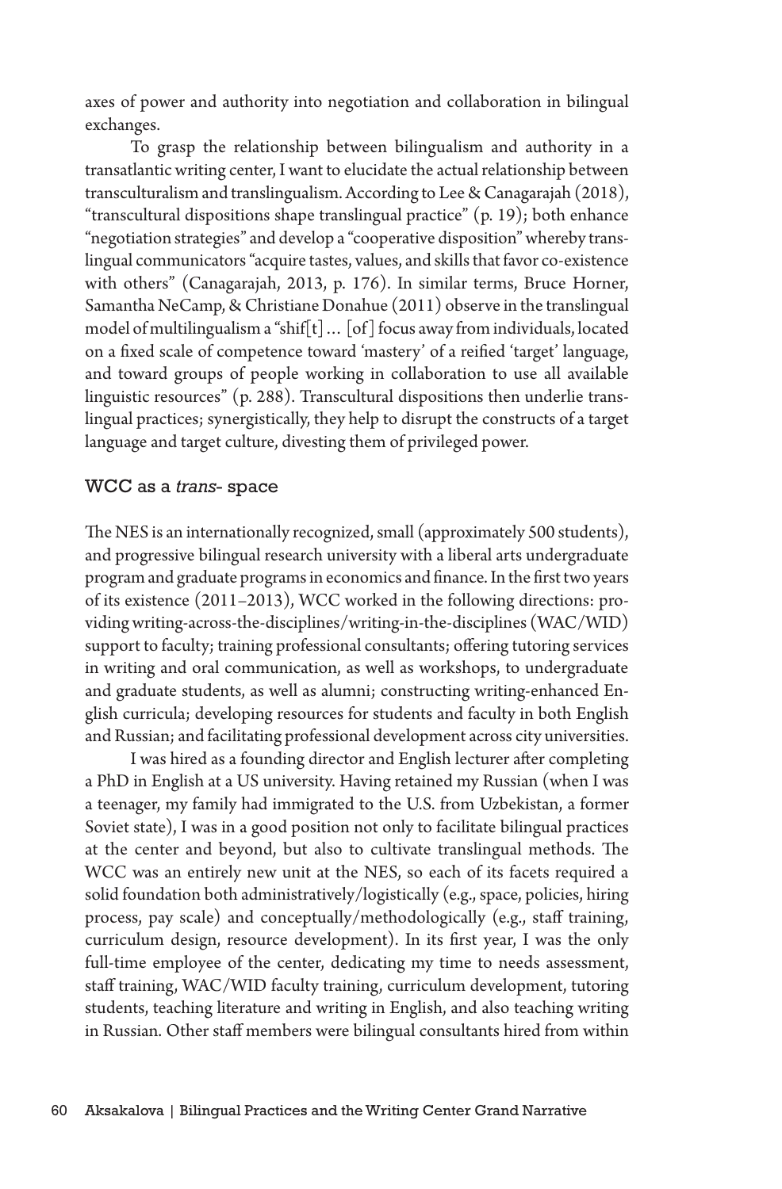axes of power and authority into negotiation and collaboration in bilingual exchanges.

To grasp the relationship between bilingualism and authority in a transatlantic writing center, I want to elucidate the actual relationship between transculturalism and translingualism. According to Lee & Canagarajah (2018), "transcultural dispositions shape translingual practice" (p. 19); both enhance "negotiation strategies" and develop a "cooperative disposition" whereby translingual communicators "acquire tastes, values, and skills that favor co-existence with others" (Canagarajah, 2013, p. 176). In similar terms, Bruce Horner, Samantha NeCamp, & Christiane Donahue (2011) observe in the translingual model of multilingualism a "shif[t] … [of] focus away from individuals, located on a fixed scale of competence toward 'mastery' of a reified 'target' language, and toward groups of people working in collaboration to use all available linguistic resources" (p. 288). Transcultural dispositions then underlie translingual practices; synergistically, they help to disrupt the constructs of a target language and target culture, divesting them of privileged power.

## WCC as a *trans*- space

The NES is an internationally recognized, small (approximately 500 students), and progressive bilingual research university with a liberal arts undergraduate program and graduate programs in economics and finance. In the first two years of its existence (2011–2013), WCC worked in the following directions: providing writing-across-the-disciplines/writing-in-the-disciplines (WAC/WID) support to faculty; training professional consultants; offering tutoring services in writing and oral communication, as well as workshops, to undergraduate and graduate students, as well as alumni; constructing writing-enhanced English curricula; developing resources for students and faculty in both English and Russian; and facilitating professional development across city universities.

I was hired as a founding director and English lecturer after completing a PhD in English at a US university. Having retained my Russian (when I was a teenager, my family had immigrated to the U.S. from Uzbekistan, a former Soviet state), I was in a good position not only to facilitate bilingual practices at the center and beyond, but also to cultivate translingual methods. The WCC was an entirely new unit at the NES, so each of its facets required a solid foundation both administratively/logistically (e.g., space, policies, hiring process, pay scale) and conceptually/methodologically (e.g., staff training, curriculum design, resource development). In its first year, I was the only full-time employee of the center, dedicating my time to needs assessment, staff training, WAC/WID faculty training, curriculum development, tutoring students, teaching literature and writing in English, and also teaching writing in Russian. Other staff members were bilingual consultants hired from within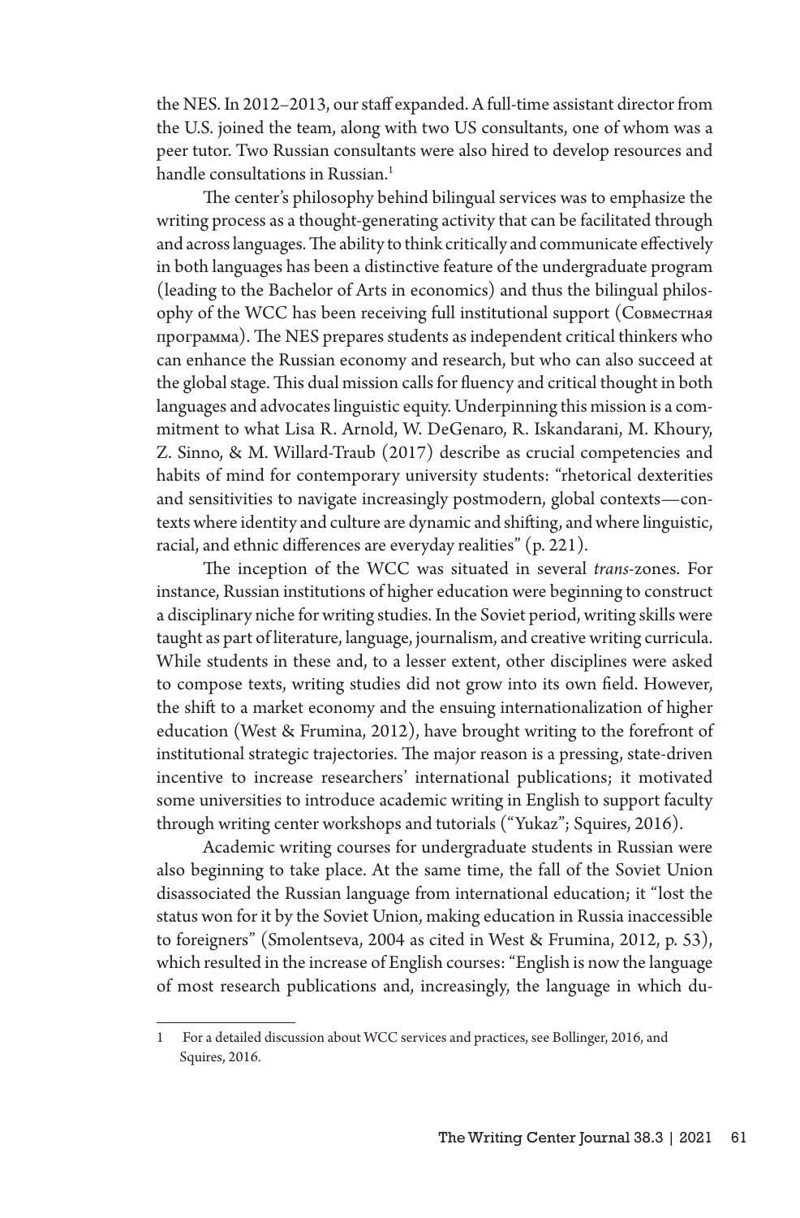the NES. In 2012–2013, our staff expanded. A full-time assistant director from the U.S. joined the team, along with two US consultants, one of whom was a peer tutor. Two Russian consultants were also hired to develop resources and handle consultations in Russian.[1]

The center's philosophy behind bilingual services was to emphasize the writing process as a thought-generating activity that can be facilitated through and across languages. The ability to think critically and communicate effectively in both languages has been a distinctive feature of the undergraduate program (leading to the Bachelor of Arts in economics) and thus the bilingual philosophy of the WCC has been receiving full institutional support (Совместная программа). The NES prepares students as independent critical thinkers who can enhance the Russian economy and research, but who can also succeed at the global stage. This dual mission calls for fluency and critical thought in both languages and advocates linguistic equity. Underpinning this mission is a commitment to what Lisa R. Arnold, W. DeGenaro, R. Iskandarani, M. Khoury, Z. Sinno, & M. Willard-Traub (2017) describe as crucial competencies and habits of mind for contemporary university students: "rhetorical dexterities and sensitivities to navigate increasingly postmodern, global contexts—contexts where identity and culture are dynamic and shifting, and where linguistic, racial, and ethnic differences are everyday realities" (p. 221).

The inception of the WCC was situated in several *trans*-zones. For instance, Russian institutions of higher education were beginning to construct a disciplinary niche for writing studies. In the Soviet period, writing skills were taught as part of literature, language, journalism, and creative writing curricula. While students in these and, to a lesser extent, other disciplines were asked to compose texts, writing studies did not grow into its own field. However, the shift to a market economy and the ensuing internationalization of higher education (West & Frumina, 2012), have brought writing to the forefront of institutional strategic trajectories. The major reason is a pressing, state-driven incentive to increase researchers' international publications; it motivated some universities to introduce academic writing in English to support faculty through writing center workshops and tutorials ("Yukaz"; Squires, 2016).

Academic writing courses for undergraduate students in Russian were also beginning to take place. At the same time, the fall of the Soviet Union disassociated the Russian language from international education; it "lost the status won for it by the Soviet Union, making education in Russia inaccessible to foreigners" (Smolentseva, 2004 as cited in West & Frumina, 2012, p. 53), which resulted in the increase of English courses: "English is now the language of most research publications and, increasingly, the language in which du-

---

[1] For a detailed discussion about WCC services and practices, see Bollinger, 2016, and Squires, 2016.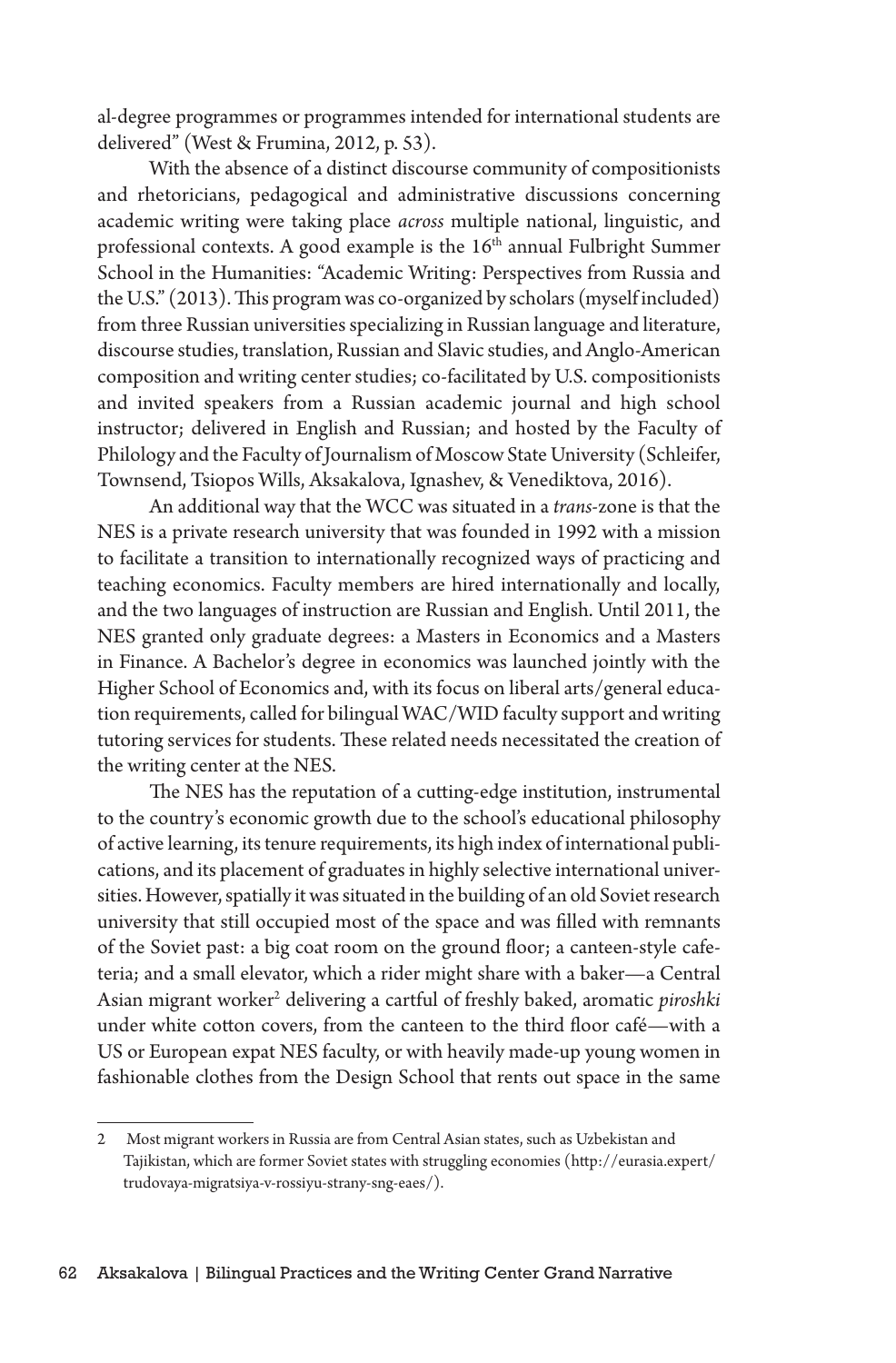al-degree programmes or programmes intended for international students are delivered" (West & Frumina, 2012, p. 53).

With the absence of a distinct discourse community of compositionists and rhetoricians, pedagogical and administrative discussions concerning academic writing were taking place *across* multiple national, linguistic, and professional contexts. A good example is the 16th annual Fulbright Summer School in the Humanities: "Academic Writing: Perspectives from Russia and the U.S." (2013). This program was co-organized by scholars (myself included) from three Russian universities specializing in Russian language and literature, discourse studies, translation, Russian and Slavic studies, and Anglo-American composition and writing center studies; co-facilitated by U.S. compositionists and invited speakers from a Russian academic journal and high school instructor; delivered in English and Russian; and hosted by the Faculty of Philology and the Faculty of Journalism of Moscow State University (Schleifer, Townsend, Tsiopos Wills, Aksakalova, Ignashev, & Venediktova, 2016).

An additional way that the WCC was situated in a *trans*-zone is that the NES is a private research university that was founded in 1992 with a mission to facilitate a transition to internationally recognized ways of practicing and teaching economics. Faculty members are hired internationally and locally, and the two languages of instruction are Russian and English. Until 2011, the NES granted only graduate degrees: a Masters in Economics and a Masters in Finance. A Bachelor's degree in economics was launched jointly with the Higher School of Economics and, with its focus on liberal arts/general education requirements, called for bilingual WAC/WID faculty support and writing tutoring services for students. These related needs necessitated the creation of the writing center at the NES.

The NES has the reputation of a cutting-edge institution, instrumental to the country's economic growth due to the school's educational philosophy of active learning, its tenure requirements, its high index of international publications, and its placement of graduates in highly selective international universities. However, spatially it was situated in the building of an old Soviet research university that still occupied most of the space and was filled with remnants of the Soviet past: a big coat room on the ground floor; a canteen-style cafeteria; and a small elevator, which a rider might share with a baker—a Central Asian migrant worker[2] delivering a cartful of freshly baked, aromatic *piroshki* under white cotton covers, from the canteen to the third floor café—with a US or European expat NES faculty, or with heavily made-up young women in fashionable clothes from the Design School that rents out space in the same

---

2 Most migrant workers in Russia are from Central Asian states, such as Uzbekistan and Tajikistan, which are former Soviet states with struggling economies (http://eurasia.expert/trudovaya-migratsiya-v-rossiyu-strany-sng-eaes/).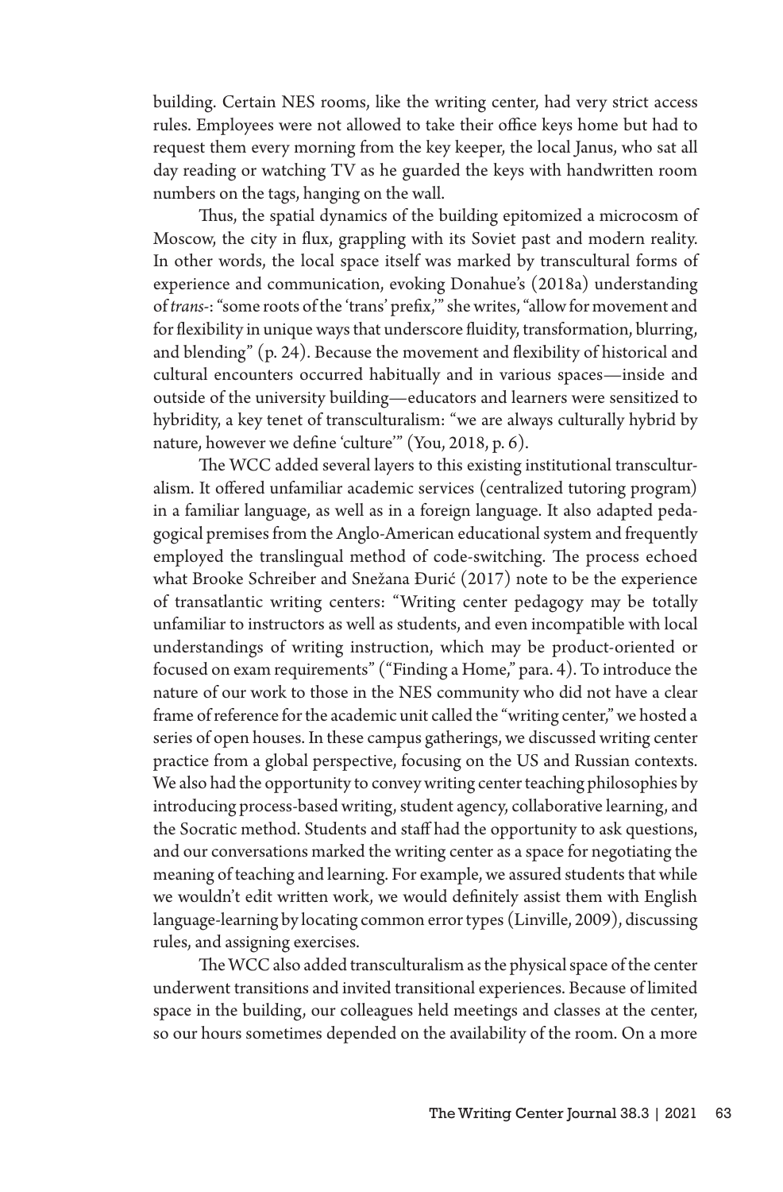building. Certain NES rooms, like the writing center, had very strict access rules. Employees were not allowed to take their office keys home but had to request them every morning from the key keeper, the local Janus, who sat all day reading or watching TV as he guarded the keys with handwritten room numbers on the tags, hanging on the wall.

Thus, the spatial dynamics of the building epitomized a microcosm of Moscow, the city in flux, grappling with its Soviet past and modern reality. In other words, the local space itself was marked by transcultural forms of experience and communication, evoking Donahue's (2018a) understanding of *trans-*: "some roots of the 'trans' prefix,'" she writes, "allow for movement and for flexibility in unique ways that underscore fluidity, transformation, blurring, and blending" (p. 24). Because the movement and flexibility of historical and cultural encounters occurred habitually and in various spaces—inside and outside of the university building—educators and learners were sensitized to hybridity, a key tenet of transculturalism: "we are always culturally hybrid by nature, however we define 'culture'" (You, 2018, p. 6).

The WCC added several layers to this existing institutional transculturalism. It offered unfamiliar academic services (centralized tutoring program) in a familiar language, as well as in a foreign language. It also adapted pedagogical premises from the Anglo-American educational system and frequently employed the translingual method of code-switching. The process echoed what Brooke Schreiber and Snežana Đurić (2017) note to be the experience of transatlantic writing centers: "Writing center pedagogy may be totally unfamiliar to instructors as well as students, and even incompatible with local understandings of writing instruction, which may be product-oriented or focused on exam requirements" ("Finding a Home," para. 4). To introduce the nature of our work to those in the NES community who did not have a clear frame of reference for the academic unit called the "writing center," we hosted a series of open houses. In these campus gatherings, we discussed writing center practice from a global perspective, focusing on the US and Russian contexts. We also had the opportunity to convey writing center teaching philosophies by introducing process-based writing, student agency, collaborative learning, and the Socratic method. Students and staff had the opportunity to ask questions, and our conversations marked the writing center as a space for negotiating the meaning of teaching and learning. For example, we assured students that while we wouldn't edit written work, we would definitely assist them with English language-learning by locating common error types (Linville, 2009), discussing rules, and assigning exercises.

The WCC also added transculturalism as the physical space of the center underwent transitions and invited transitional experiences. Because of limited space in the building, our colleagues held meetings and classes at the center, so our hours sometimes depended on the availability of the room. On a more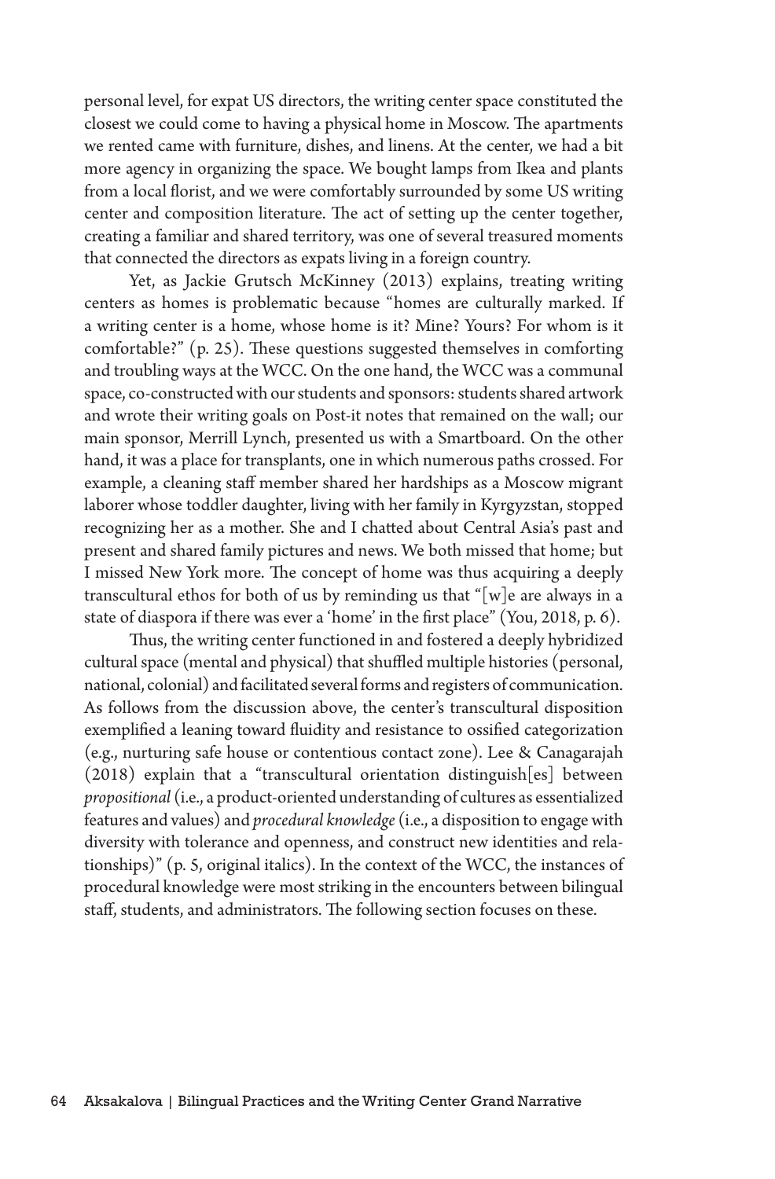personal level, for expat US directors, the writing center space constituted the closest we could come to having a physical home in Moscow. The apartments we rented came with furniture, dishes, and linens. At the center, we had a bit more agency in organizing the space. We bought lamps from Ikea and plants from a local florist, and we were comfortably surrounded by some US writing center and composition literature. The act of setting up the center together, creating a familiar and shared territory, was one of several treasured moments that connected the directors as expats living in a foreign country.

Yet, as Jackie Grutsch McKinney (2013) explains, treating writing centers as homes is problematic because "homes are culturally marked. If a writing center is a home, whose home is it? Mine? Yours? For whom is it comfortable?" (p. 25). These questions suggested themselves in comforting and troubling ways at the WCC. On the one hand, the WCC was a communal space, co-constructed with our students and sponsors: students shared artwork and wrote their writing goals on Post-it notes that remained on the wall; our main sponsor, Merrill Lynch, presented us with a Smartboard. On the other hand, it was a place for transplants, one in which numerous paths crossed. For example, a cleaning staff member shared her hardships as a Moscow migrant laborer whose toddler daughter, living with her family in Kyrgyzstan, stopped recognizing her as a mother. She and I chatted about Central Asia's past and present and shared family pictures and news. We both missed that home; but I missed New York more. The concept of home was thus acquiring a deeply transcultural ethos for both of us by reminding us that "[w]e are always in a state of diaspora if there was ever a 'home' in the first place" (You, 2018, p. 6).

Thus, the writing center functioned in and fostered a deeply hybridized cultural space (mental and physical) that shuffled multiple histories (personal, national, colonial) and facilitated several forms and registers of communication. As follows from the discussion above, the center's transcultural disposition exemplified a leaning toward fluidity and resistance to ossified categorization (e.g., nurturing safe house or contentious contact zone). Lee & Canagarajah (2018) explain that a "transcultural orientation distinguish[es] between *propositional* (i.e., a product-oriented understanding of cultures as essentialized features and values) and *procedural knowledge* (i.e., a disposition to engage with diversity with tolerance and openness, and construct new identities and relationships)" (p. 5, original italics). In the context of the WCC, the instances of procedural knowledge were most striking in the encounters between bilingual staff, students, and administrators. The following section focuses on these.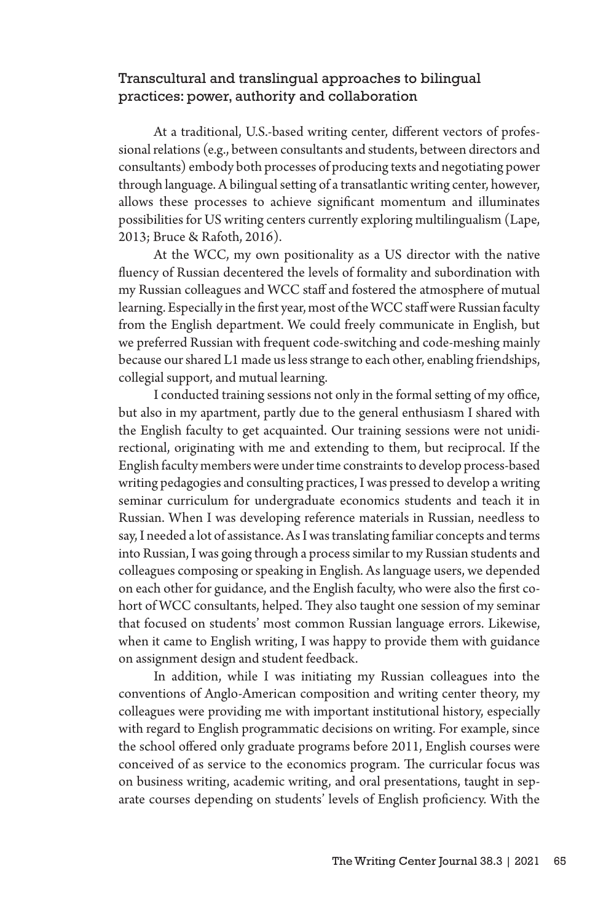## Transcultural and translingual approaches to bilingual practices: power, authority and collaboration

At a traditional, U.S.-based writing center, different vectors of professional relations (e.g., between consultants and students, between directors and consultants) embody both processes of producing texts and negotiating power through language. A bilingual setting of a transatlantic writing center, however, allows these processes to achieve significant momentum and illuminates possibilities for US writing centers currently exploring multilingualism (Lape, 2013; Bruce & Rafoth, 2016).

At the WCC, my own positionality as a US director with the native fluency of Russian decentered the levels of formality and subordination with my Russian colleagues and WCC staff and fostered the atmosphere of mutual learning. Especially in the first year, most of the WCC staff were Russian faculty from the English department. We could freely communicate in English, but we preferred Russian with frequent code-switching and code-meshing mainly because our shared L1 made us less strange to each other, enabling friendships, collegial support, and mutual learning.

I conducted training sessions not only in the formal setting of my office, but also in my apartment, partly due to the general enthusiasm I shared with the English faculty to get acquainted. Our training sessions were not unidirectional, originating with me and extending to them, but reciprocal. If the English faculty members were under time constraints to develop process-based writing pedagogies and consulting practices, I was pressed to develop a writing seminar curriculum for undergraduate economics students and teach it in Russian. When I was developing reference materials in Russian, needless to say, I needed a lot of assistance. As I was translating familiar concepts and terms into Russian, I was going through a process similar to my Russian students and colleagues composing or speaking in English. As language users, we depended on each other for guidance, and the English faculty, who were also the first cohort of WCC consultants, helped. They also taught one session of my seminar that focused on students' most common Russian language errors. Likewise, when it came to English writing, I was happy to provide them with guidance on assignment design and student feedback.

In addition, while I was initiating my Russian colleagues into the conventions of Anglo-American composition and writing center theory, my colleagues were providing me with important institutional history, especially with regard to English programmatic decisions on writing. For example, since the school offered only graduate programs before 2011, English courses were conceived of as service to the economics program. The curricular focus was on business writing, academic writing, and oral presentations, taught in separate courses depending on students' levels of English proficiency. With the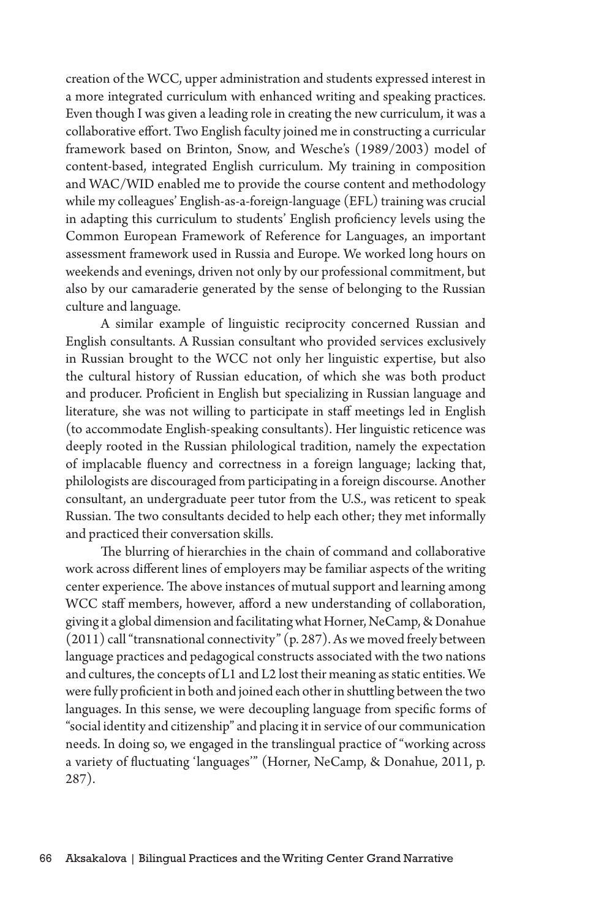creation of the WCC, upper administration and students expressed interest in a more integrated curriculum with enhanced writing and speaking practices. Even though I was given a leading role in creating the new curriculum, it was a collaborative effort. Two English faculty joined me in constructing a curricular framework based on Brinton, Snow, and Wesche's (1989/2003) model of content-based, integrated English curriculum. My training in composition and WAC/WID enabled me to provide the course content and methodology while my colleagues' English-as-a-foreign-language (EFL) training was crucial in adapting this curriculum to students' English proficiency levels using the Common European Framework of Reference for Languages, an important assessment framework used in Russia and Europe. We worked long hours on weekends and evenings, driven not only by our professional commitment, but also by our camaraderie generated by the sense of belonging to the Russian culture and language.

A similar example of linguistic reciprocity concerned Russian and English consultants. A Russian consultant who provided services exclusively in Russian brought to the WCC not only her linguistic expertise, but also the cultural history of Russian education, of which she was both product and producer. Proficient in English but specializing in Russian language and literature, she was not willing to participate in staff meetings led in English (to accommodate English-speaking consultants). Her linguistic reticence was deeply rooted in the Russian philological tradition, namely the expectation of implacable fluency and correctness in a foreign language; lacking that, philologists are discouraged from participating in a foreign discourse. Another consultant, an undergraduate peer tutor from the U.S., was reticent to speak Russian. The two consultants decided to help each other; they met informally and practiced their conversation skills.

The blurring of hierarchies in the chain of command and collaborative work across different lines of employers may be familiar aspects of the writing center experience. The above instances of mutual support and learning among WCC staff members, however, afford a new understanding of collaboration, giving it a global dimension and facilitating what Horner, NeCamp, & Donahue (2011) call "transnational connectivity" (p. 287). As we moved freely between language practices and pedagogical constructs associated with the two nations and cultures, the concepts of L1 and L2 lost their meaning as static entities. We were fully proficient in both and joined each other in shuttling between the two languages. In this sense, we were decoupling language from specific forms of "social identity and citizenship" and placing it in service of our communication needs. In doing so, we engaged in the translingual practice of "working across a variety of fluctuating 'languages'" (Horner, NeCamp, & Donahue, 2011, p. 287).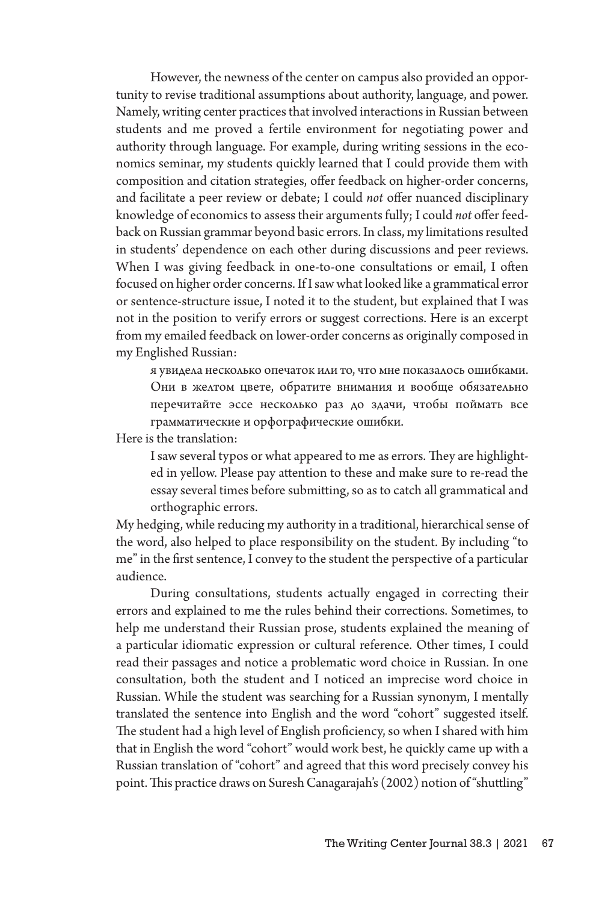However, the newness of the center on campus also provided an opportunity to revise traditional assumptions about authority, language, and power. Namely, writing center practices that involved interactions in Russian between students and me proved a fertile environment for negotiating power and authority through language. For example, during writing sessions in the economics seminar, my students quickly learned that I could provide them with composition and citation strategies, offer feedback on higher-order concerns, and facilitate a peer review or debate; I could *not* offer nuanced disciplinary knowledge of economics to assess their arguments fully; I could *not* offer feedback on Russian grammar beyond basic errors. In class, my limitations resulted in students' dependence on each other during discussions and peer reviews. When I was giving feedback in one-to-one consultations or email, I often focused on higher order concerns. If I saw what looked like a grammatical error or sentence-structure issue, I noted it to the student, but explained that I was not in the position to verify errors or suggest corrections. Here is an excerpt from my emailed feedback on lower-order concerns as originally composed in my Englished Russian:

> я увидела несколько опечаток или то, что мне показалось ошибками. Они в желтом цвете, обратите внимания и вообще обязательно перечитайте эссе несколько раз до здачи, чтобы поймать все грамматические и орфографические ошибки.

Here is the translation:

> I saw several typos or what appeared to me as errors. They are highlighted in yellow. Please pay attention to these and make sure to re-read the essay several times before submitting, so as to catch all grammatical and orthographic errors.

My hedging, while reducing my authority in a traditional, hierarchical sense of the word, also helped to place responsibility on the student. By including "to me" in the first sentence, I convey to the student the perspective of a particular audience.

During consultations, students actually engaged in correcting their errors and explained to me the rules behind their corrections. Sometimes, to help me understand their Russian prose, students explained the meaning of a particular idiomatic expression or cultural reference. Other times, I could read their passages and notice a problematic word choice in Russian. In one consultation, both the student and I noticed an imprecise word choice in Russian. While the student was searching for a Russian synonym, I mentally translated the sentence into English and the word "cohort" suggested itself. The student had a high level of English proficiency, so when I shared with him that in English the word "cohort" would work best, he quickly came up with a Russian translation of "cohort" and agreed that this word precisely convey his point. This practice draws on Suresh Canagarajah's (2002) notion of "shuttling"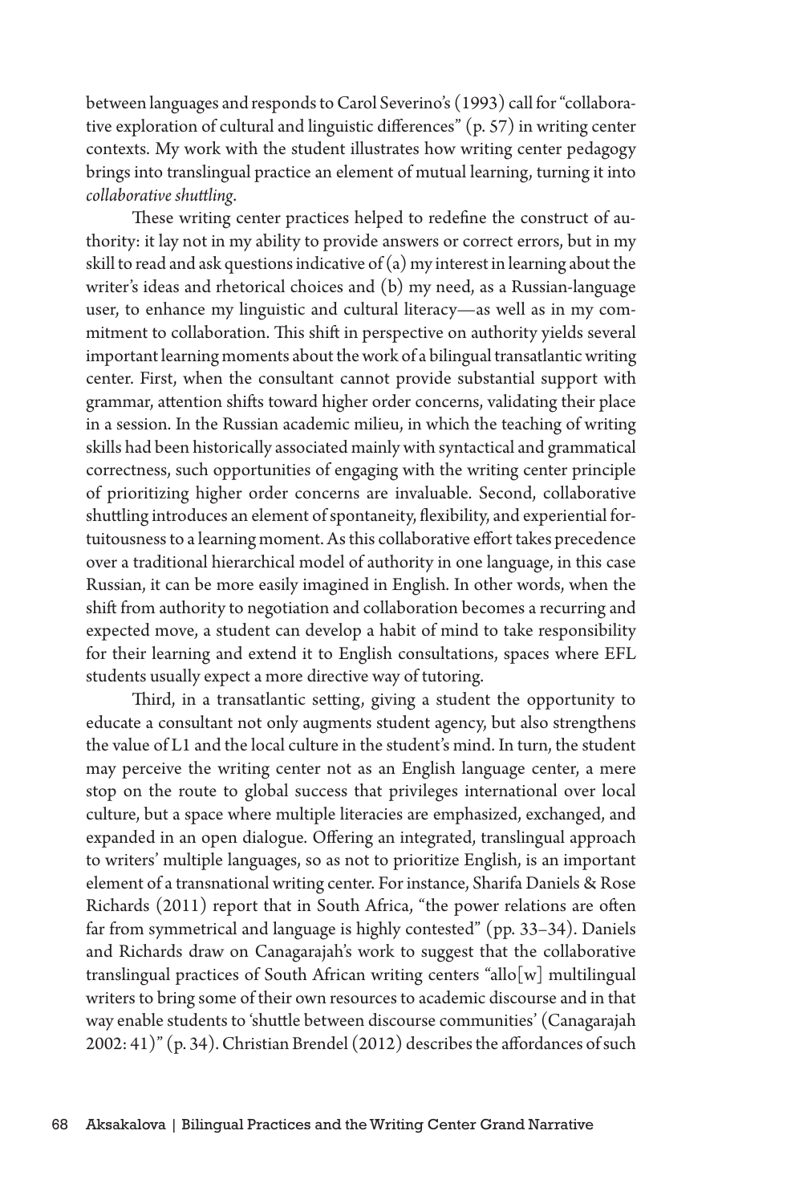between languages and responds to Carol Severino's (1993) call for "collaborative exploration of cultural and linguistic differences" (p. 57) in writing center contexts. My work with the student illustrates how writing center pedagogy brings into translingual practice an element of mutual learning, turning it into *collaborative shuttling*.

These writing center practices helped to redefine the construct of authority: it lay not in my ability to provide answers or correct errors, but in my skill to read and ask questions indicative of (a) my interest in learning about the writer's ideas and rhetorical choices and (b) my need, as a Russian-language user, to enhance my linguistic and cultural literacy—as well as in my commitment to collaboration. This shift in perspective on authority yields several important learning moments about the work of a bilingual transatlantic writing center. First, when the consultant cannot provide substantial support with grammar, attention shifts toward higher order concerns, validating their place in a session. In the Russian academic milieu, in which the teaching of writing skills had been historically associated mainly with syntactical and grammatical correctness, such opportunities of engaging with the writing center principle of prioritizing higher order concerns are invaluable. Second, collaborative shuttling introduces an element of spontaneity, flexibility, and experiential fortuitousness to a learning moment. As this collaborative effort takes precedence over a traditional hierarchical model of authority in one language, in this case Russian, it can be more easily imagined in English. In other words, when the shift from authority to negotiation and collaboration becomes a recurring and expected move, a student can develop a habit of mind to take responsibility for their learning and extend it to English consultations, spaces where EFL students usually expect a more directive way of tutoring.

Third, in a transatlantic setting, giving a student the opportunity to educate a consultant not only augments student agency, but also strengthens the value of L1 and the local culture in the student's mind. In turn, the student may perceive the writing center not as an English language center, a mere stop on the route to global success that privileges international over local culture, but a space where multiple literacies are emphasized, exchanged, and expanded in an open dialogue. Offering an integrated, translingual approach to writers' multiple languages, so as not to prioritize English, is an important element of a transnational writing center. For instance, Sharifa Daniels & Rose Richards (2011) report that in South Africa, "the power relations are often far from symmetrical and language is highly contested" (pp. 33–34). Daniels and Richards draw on Canagarajah's work to suggest that the collaborative translingual practices of South African writing centers "allo[w] multilingual writers to bring some of their own resources to academic discourse and in that way enable students to 'shuttle between discourse communities' (Canagarajah 2002: 41)" (p. 34). Christian Brendel (2012) describes the affordances of such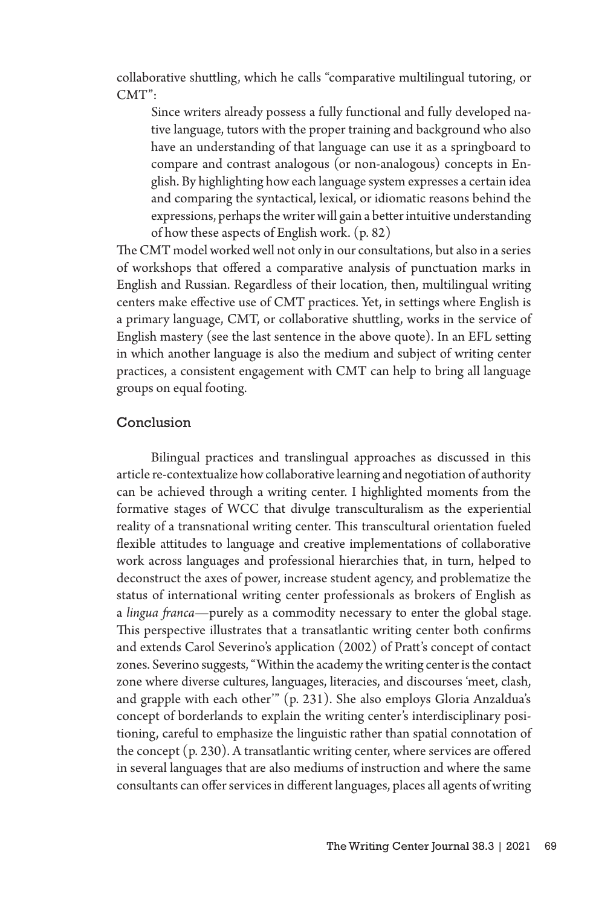collaborative shuttling, which he calls "comparative multilingual tutoring, or CMT":

> Since writers already possess a fully functional and fully developed native language, tutors with the proper training and background who also have an understanding of that language can use it as a springboard to compare and contrast analogous (or non-analogous) concepts in English. By highlighting how each language system expresses a certain idea and comparing the syntactical, lexical, or idiomatic reasons behind the expressions, perhaps the writer will gain a better intuitive understanding of how these aspects of English work. (p. 82)

The CMT model worked well not only in our consultations, but also in a series of workshops that offered a comparative analysis of punctuation marks in English and Russian. Regardless of their location, then, multilingual writing centers make effective use of CMT practices. Yet, in settings where English is a primary language, CMT, or collaborative shuttling, works in the service of English mastery (see the last sentence in the above quote). In an EFL setting in which another language is also the medium and subject of writing center practices, a consistent engagement with CMT can help to bring all language groups on equal footing.

## Conclusion

Bilingual practices and translingual approaches as discussed in this article re-contextualize how collaborative learning and negotiation of authority can be achieved through a writing center. I highlighted moments from the formative stages of WCC that divulge transculturalism as the experiential reality of a transnational writing center. This transcultural orientation fueled flexible attitudes to language and creative implementations of collaborative work across languages and professional hierarchies that, in turn, helped to deconstruct the axes of power, increase student agency, and problematize the status of international writing center professionals as brokers of English as a *lingua franca*—purely as a commodity necessary to enter the global stage. This perspective illustrates that a transatlantic writing center both confirms and extends Carol Severino's application (2002) of Pratt's concept of contact zones. Severino suggests, "Within the academy the writing center is the contact zone where diverse cultures, languages, literacies, and discourses 'meet, clash, and grapple with each other'" (p. 231). She also employs Gloria Anzaldua's concept of borderlands to explain the writing center's interdisciplinary positioning, careful to emphasize the linguistic rather than spatial connotation of the concept (p. 230). A transatlantic writing center, where services are offered in several languages that are also mediums of instruction and where the same consultants can offer services in different languages, places all agents of writing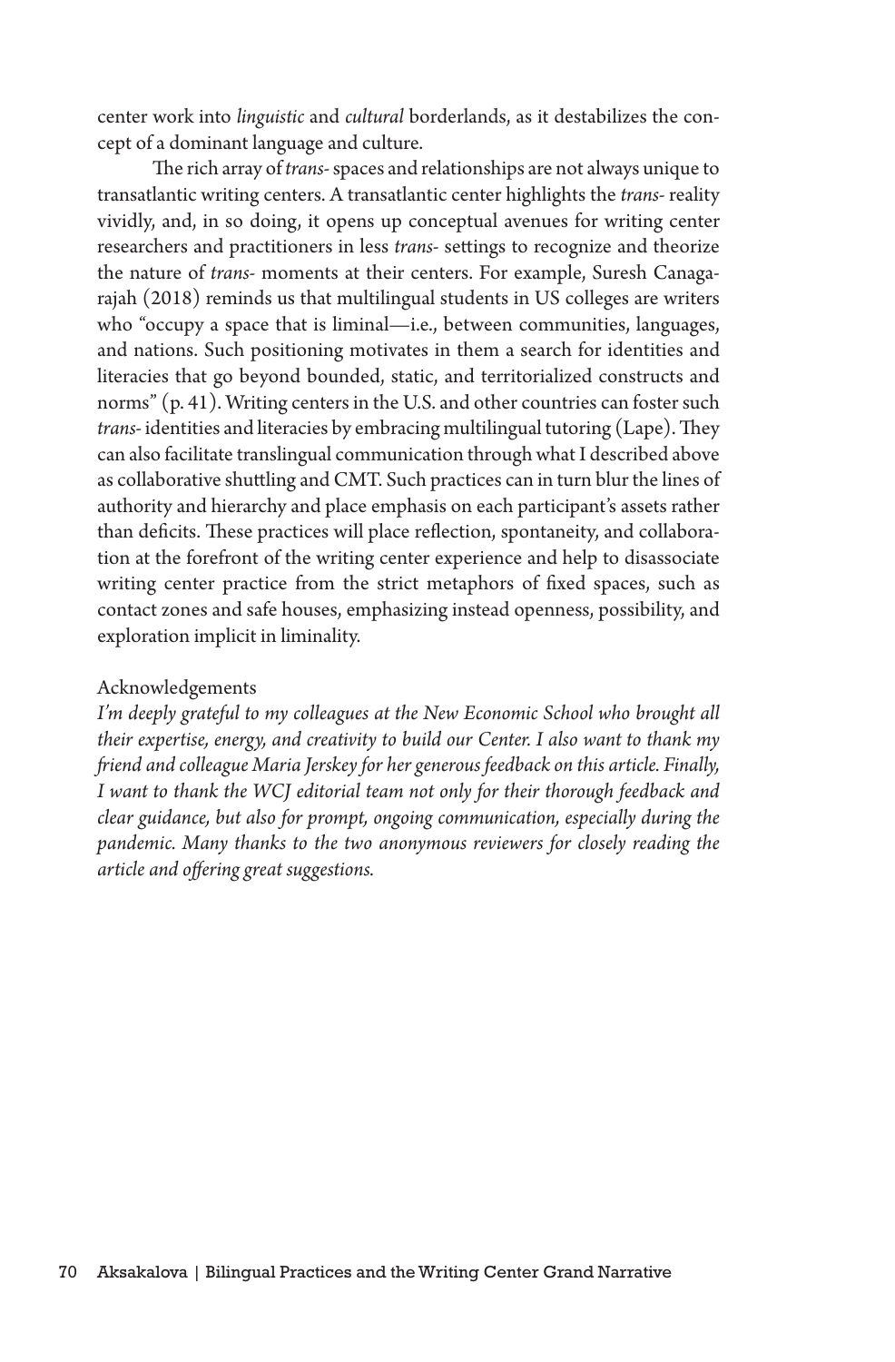center work into *linguistic* and *cultural* borderlands, as it destabilizes the concept of a dominant language and culture.

The rich array of *trans-* spaces and relationships are not always unique to transatlantic writing centers. A transatlantic center highlights the *trans-* reality vividly, and, in so doing, it opens up conceptual avenues for writing center researchers and practitioners in less *trans-* settings to recognize and theorize the nature of *trans-* moments at their centers. For example, Suresh Canagarajah (2018) reminds us that multilingual students in US colleges are writers who "occupy a space that is liminal—i.e., between communities, languages, and nations. Such positioning motivates in them a search for identities and literacies that go beyond bounded, static, and territorialized constructs and norms" (p. 41). Writing centers in the U.S. and other countries can foster such *trans-* identities and literacies by embracing multilingual tutoring (Lape). They can also facilitate translingual communication through what I described above as collaborative shuttling and CMT. Such practices can in turn blur the lines of authority and hierarchy and place emphasis on each participant's assets rather than deficits. These practices will place reflection, spontaneity, and collaboration at the forefront of the writing center experience and help to disassociate writing center practice from the strict metaphors of fixed spaces, such as contact zones and safe houses, emphasizing instead openness, possibility, and exploration implicit in liminality.

## Acknowledgements

*I'm deeply grateful to my colleagues at the New Economic School who brought all their expertise, energy, and creativity to build our Center. I also want to thank my friend and colleague Maria Jerskey for her generous feedback on this article. Finally, I want to thank the WCJ editorial team not only for their thorough feedback and clear guidance, but also for prompt, ongoing communication, especially during the pandemic. Many thanks to the two anonymous reviewers for closely reading the article and offering great suggestions.*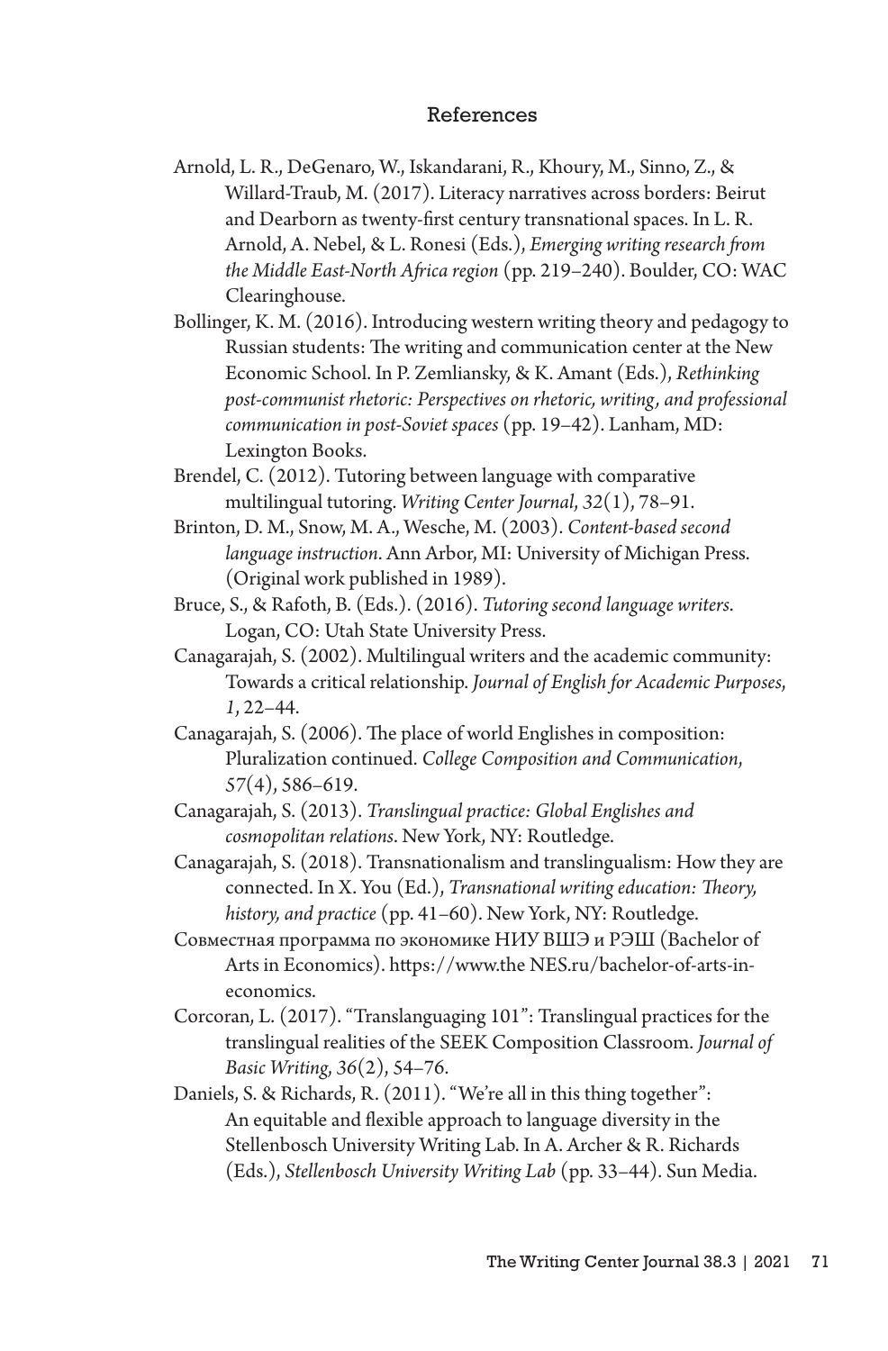## References

Arnold, L. R., DeGenaro, W., Iskandarani, R., Khoury, M., Sinno, Z., & Willard-Traub, M. (2017). Literacy narratives across borders: Beirut and Dearborn as twenty-first century transnational spaces. In L. R. Arnold, A. Nebel, & L. Ronesi (Eds.), *Emerging writing research from the Middle East-North Africa region* (pp. 219–240). Boulder, CO: WAC Clearinghouse.

Bollinger, K. M. (2016). Introducing western writing theory and pedagogy to Russian students: The writing and communication center at the New Economic School. In P. Zemliansky, & K. Amant (Eds.), *Rethinking post-communist rhetoric: Perspectives on rhetoric, writing, and professional communication in post-Soviet spaces* (pp. 19–42). Lanham, MD: Lexington Books.

Brendel, C. (2012). Tutoring between language with comparative multilingual tutoring. *Writing Center Journal*, *32*(1), 78–91.

Brinton, D. M., Snow, M. A., Wesche, M. (2003). *Content-based second language instruction*. Ann Arbor, MI: University of Michigan Press. (Original work published in 1989).

Bruce, S., & Rafoth, B. (Eds.). (2016). *Tutoring second language writers*. Logan, CO: Utah State University Press.

Canagarajah, S. (2002). Multilingual writers and the academic community: Towards a critical relationship. *Journal of English for Academic Purposes*, *1*, 22–44.

Canagarajah, S. (2006). The place of world Englishes in composition: Pluralization continued. *College Composition and Communication*, *57*(4), 586–619.

Canagarajah, S. (2013). *Translingual practice: Global Englishes and cosmopolitan relations*. New York, NY: Routledge.

Canagarajah, S. (2018). Transnationalism and translingualism: How they are connected. In X. You (Ed.), *Transnational writing education: Theory, history, and practice* (pp. 41–60). New York, NY: Routledge.

Совместная программа по экономике НИУ ВШЭ и РЭШ (Bachelor of Arts in Economics). https://www.the NES.ru/bachelor-of-arts-in-economics.

Corcoran, L. (2017). "Translanguaging 101": Translingual practices for the translingual realities of the SEEK Composition Classroom. *Journal of Basic Writing*, *36*(2), 54–76.

Daniels, S. & Richards, R. (2011). "We're all in this thing together": An equitable and flexible approach to language diversity in the Stellenbosch University Writing Lab. In A. Archer & R. Richards (Eds.), *Stellenbosch University Writing Lab* (pp. 33–44). Sun Media.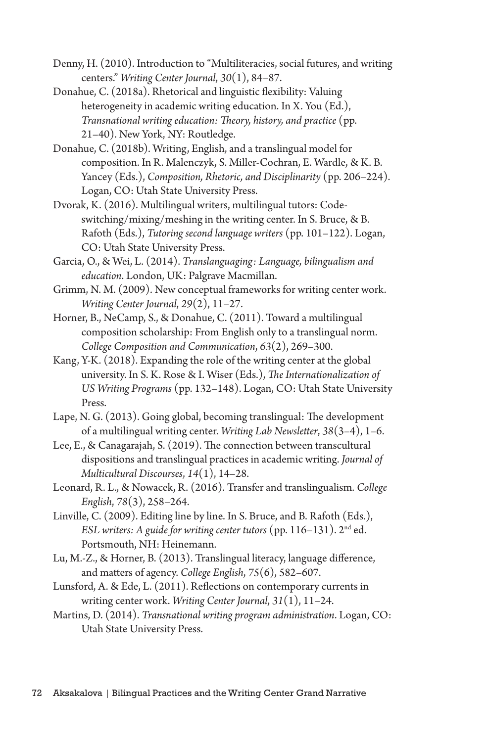Denny, H. (2010). Introduction to "Multiliteracies, social futures, and writing centers." *Writing Center Journal*, *30*(1), 84–87.

Donahue, C. (2018a). Rhetorical and linguistic flexibility: Valuing heterogeneity in academic writing education. In X. You (Ed.), *Transnational writing education: Theory, history, and practice* (pp. 21–40). New York, NY: Routledge.

Donahue, C. (2018b). Writing, English, and a translingual model for composition. In R. Malenczyk, S. Miller-Cochran, E. Wardle, & K. B. Yancey (Eds.), *Composition, Rhetoric, and Disciplinarity* (pp. 206–224). Logan, CO: Utah State University Press.

Dvorak, K. (2016). Multilingual writers, multilingual tutors: Code-switching/mixing/meshing in the writing center. In S. Bruce, & B. Rafoth (Eds.), *Tutoring second language writers* (pp. 101–122). Logan, CO: Utah State University Press.

Garcia, O., & Wei, L. (2014). *Translanguaging: Language, bilingualism and education*. London, UK: Palgrave Macmillan.

Grimm, N. M. (2009). New conceptual frameworks for writing center work. *Writing Center Journal*, *29*(2), 11–27.

Horner, B., NeCamp, S., & Donahue, C. (2011). Toward a multilingual composition scholarship: From English only to a translingual norm. *College Composition and Communication*, *63*(2), 269–300.

Kang, Y-K. (2018). Expanding the role of the writing center at the global university. In S. K. Rose & I. Wiser (Eds.), *The Internationalization of US Writing Programs* (pp. 132–148). Logan, CO: Utah State University Press.

Lape, N. G. (2013). Going global, becoming translingual: The development of a multilingual writing center. *Writing Lab Newsletter*, *38*(3–4), 1–6.

Lee, E., & Canagarajah, S. (2019). The connection between transcultural dispositions and translingual practices in academic writing. *Journal of Multicultural Discourses*, *14*(1), 14–28.

Leonard, R. L., & Nowacek, R. (2016). Transfer and translingualism. *College English*, *78*(3), 258–264.

Linville, C. (2009). Editing line by line. In S. Bruce, and B. Rafoth (Eds.), *ESL writers: A guide for writing center tutors* (pp. 116–131). 2nd ed. Portsmouth, NH: Heinemann.

Lu, M.-Z., & Horner, B. (2013). Translingual literacy, language difference, and matters of agency. *College English*, *75*(6), 582–607.

Lunsford, A. & Ede, L. (2011). Reflections on contemporary currents in writing center work. *Writing Center Journal*, *31*(1), 11–24.

Martins, D. (2014). *Transnational writing program administration*. Logan, CO: Utah State University Press.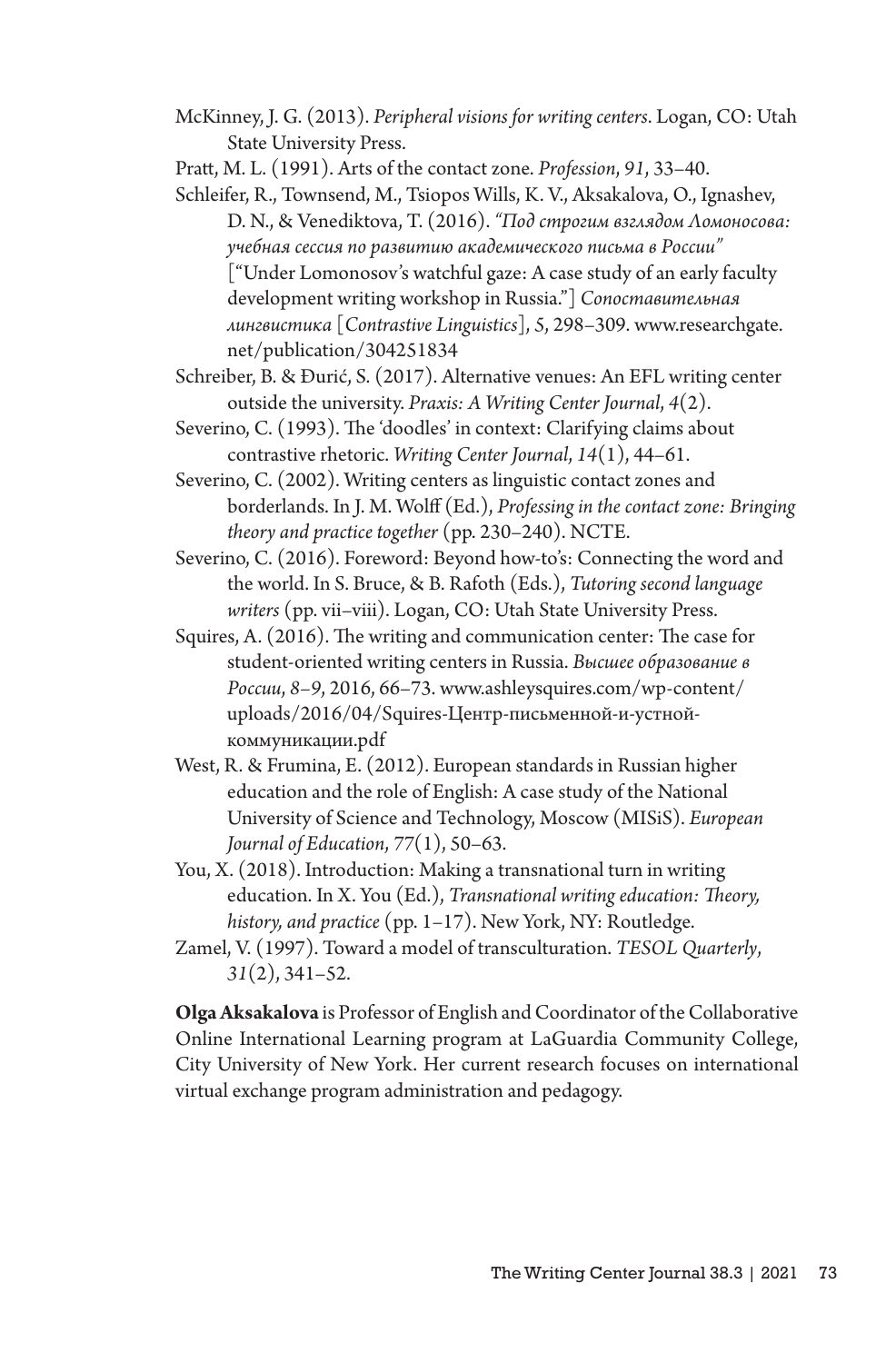McKinney, J. G. (2013). *Peripheral visions for writing centers*. Logan, CO: Utah State University Press.

Pratt, M. L. (1991). Arts of the contact zone. *Profession*, *91*, 33–40.

Schleifer, R., Townsend, M., Tsiopos Wills, K. V., Aksakalova, O., Ignashev, D. N., & Venediktova, T. (2016). *"Под строгим взглядом Ломоносова: учебная сессия по развитию академического письма в России"* ["Under Lomonosov's watchful gaze: A case study of an early faculty development writing workshop in Russia."] *Сопоставительная лингвистика* [*Contrastive Linguistics*], *5*, 298–309. www.researchgate.net/publication/304251834

Schreiber, B. & Đurić, S. (2017). Alternative venues: An EFL writing center outside the university. *Praxis: A Writing Center Journal*, *4*(2).

Severino, C. (1993). The 'doodles' in context: Clarifying claims about contrastive rhetoric. *Writing Center Journal*, *14*(1), 44–61.

Severino, C. (2002). Writing centers as linguistic contact zones and borderlands. In J. M. Wolff (Ed.), *Professing in the contact zone: Bringing theory and practice together* (pp. 230–240). NCTE.

Severino, C. (2016). Foreword: Beyond how-to's: Connecting the word and the world. In S. Bruce, & B. Rafoth (Eds.), *Tutoring second language writers* (pp. vii–viii). Logan, CO: Utah State University Press.

Squires, A. (2016). The writing and communication center: The case for student-oriented writing centers in Russia. *Высшее образование в России*, *8–9*, 2016, 66–73. www.ashleysquires.com/wp-content/uploads/2016/04/Squires-Центр-письменной-и-устной-коммуникации.pdf

West, R. & Frumina, E. (2012). European standards in Russian higher education and the role of English: A case study of the National University of Science and Technology, Moscow (MISiS). *European Journal of Education*, *77*(1), 50–63.

You, X. (2018). Introduction: Making a transnational turn in writing education. In X. You (Ed.), *Transnational writing education: Theory, history, and practice* (pp. 1–17). New York, NY: Routledge.

Zamel, V. (1997). Toward a model of transculturation. *TESOL Quarterly*, *31*(2), 341–52.

**Olga Aksakalova** is Professor of English and Coordinator of the Collaborative Online International Learning program at LaGuardia Community College, City University of New York. Her current research focuses on international virtual exchange program administration and pedagogy.